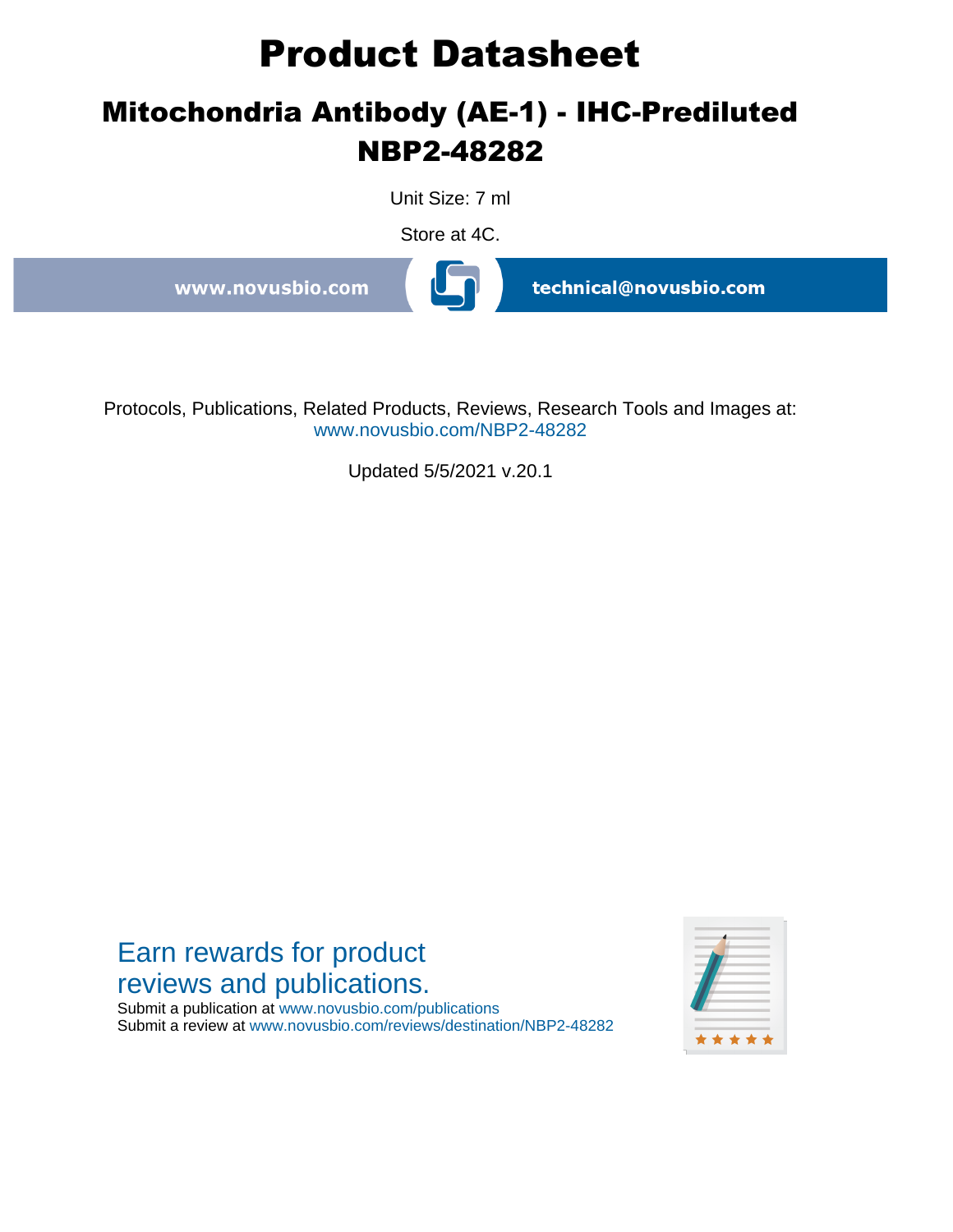# Product Datasheet

## Mitochondria Antibody (AE-1) - IHC-Prediluted NBP2-48282

Unit Size: 7 ml

Store at 4C.

www.novusbio.com

technical@novusbio.com

Protocols, Publications, Related Products, Reviews, Research Tools and Images at:
www.novusbio.com/NBP2-48282

Updated 5/5/2021 v.20.1

Earn rewards for product reviews and publications.

Submit a publication at www.novusbio.com/publications
Submit a review at www.novusbio.com/reviews/destination/NBP2-48282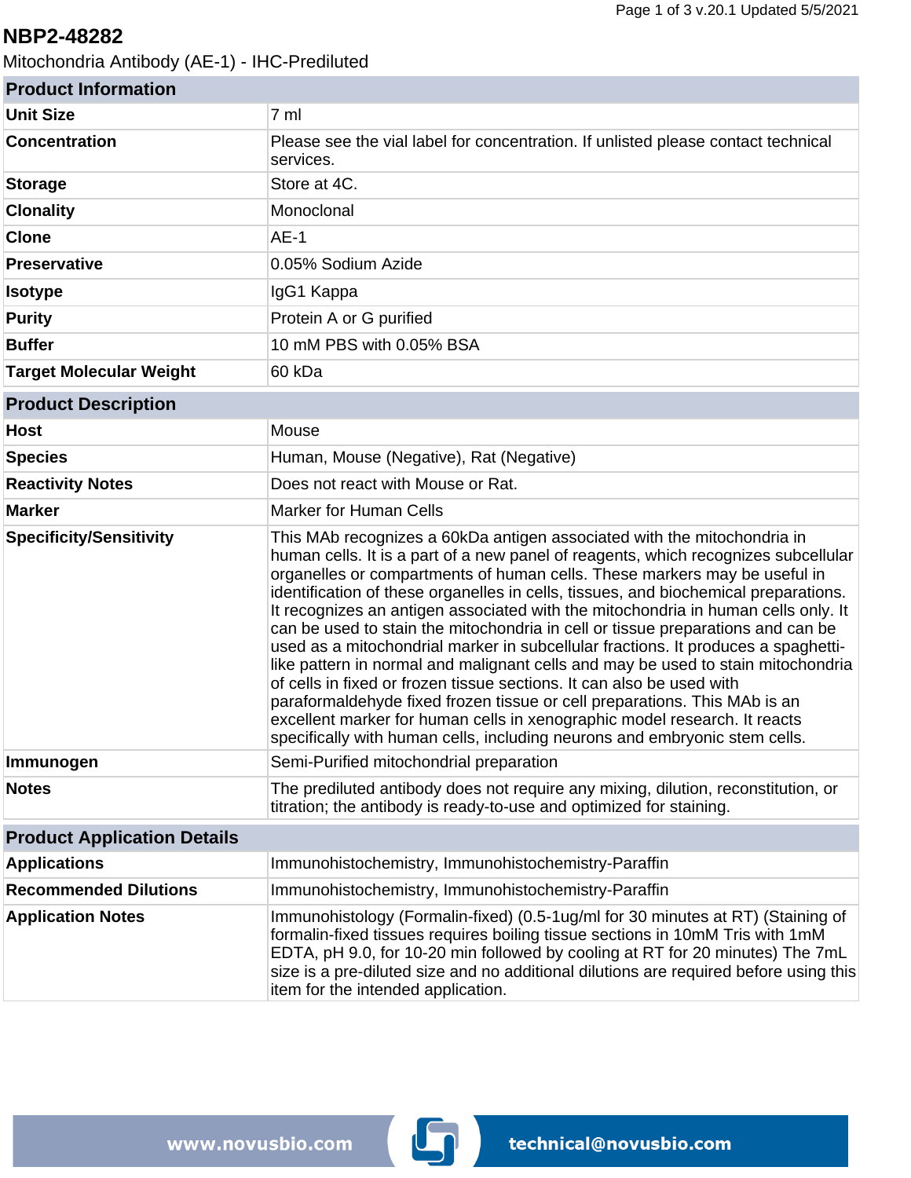# NBP2-48282

Mitochondria Antibody (AE-1) - IHC-Prediluted

| Product Information | |
|---|---|
| **Unit Size** | 7 ml |
| **Concentration** | Please see the vial label for concentration. If unlisted please contact technical services. |
| **Storage** | Store at 4C. |
| **Clonality** | Monoclonal |
| **Clone** | AE-1 |
| **Preservative** | 0.05% Sodium Azide |
| **Isotype** | IgG1 Kappa |
| **Purity** | Protein A or G purified |
| **Buffer** | 10 mM PBS with 0.05% BSA |
| **Target Molecular Weight** | 60 kDa |

| Product Description | |
|---|---|
| **Host** | Mouse |
| **Species** | Human, Mouse (Negative), Rat (Negative) |
| **Reactivity Notes** | Does not react with Mouse or Rat. |
| **Marker** | Marker for Human Cells |
| **Specificity/Sensitivity** | This MAb recognizes a 60kDa antigen associated with the mitochondria in human cells. It is a part of a new panel of reagents, which recognizes subcellular organelles or compartments of human cells. These markers may be useful in identification of these organelles in cells, tissues, and biochemical preparations. It recognizes an antigen associated with the mitochondria in human cells only. It can be used to stain the mitochondria in cell or tissue preparations and can be used as a mitochondrial marker in subcellular fractions. It produces a spaghetti-like pattern in normal and malignant cells and may be used to stain mitochondria of cells in fixed or frozen tissue sections. It can also be used with paraformaldehyde fixed frozen tissue or cell preparations. This MAb is an excellent marker for human cells in xenographic model research. It reacts specifically with human cells, including neurons and embryonic stem cells. |
| **Immunogen** | Semi-Purified mitochondrial preparation |
| **Notes** | The prediluted antibody does not require any mixing, dilution, reconstitution, or titration; the antibody is ready-to-use and optimized for staining. |

| Product Application Details | |
|---|---|
| **Applications** | Immunohistochemistry, Immunohistochemistry-Paraffin |
| **Recommended Dilutions** | Immunohistochemistry, Immunohistochemistry-Paraffin |
| **Application Notes** | Immunohistology (Formalin-fixed) (0.5-1ug/ml for 30 minutes at RT) (Staining of formalin-fixed tissues requires boiling tissue sections in 10mM Tris with 1mM EDTA, pH 9.0, for 10-20 min followed by cooling at RT for 20 minutes) The 7mL size is a pre-diluted size and no additional dilutions are required before using this item for the intended application. |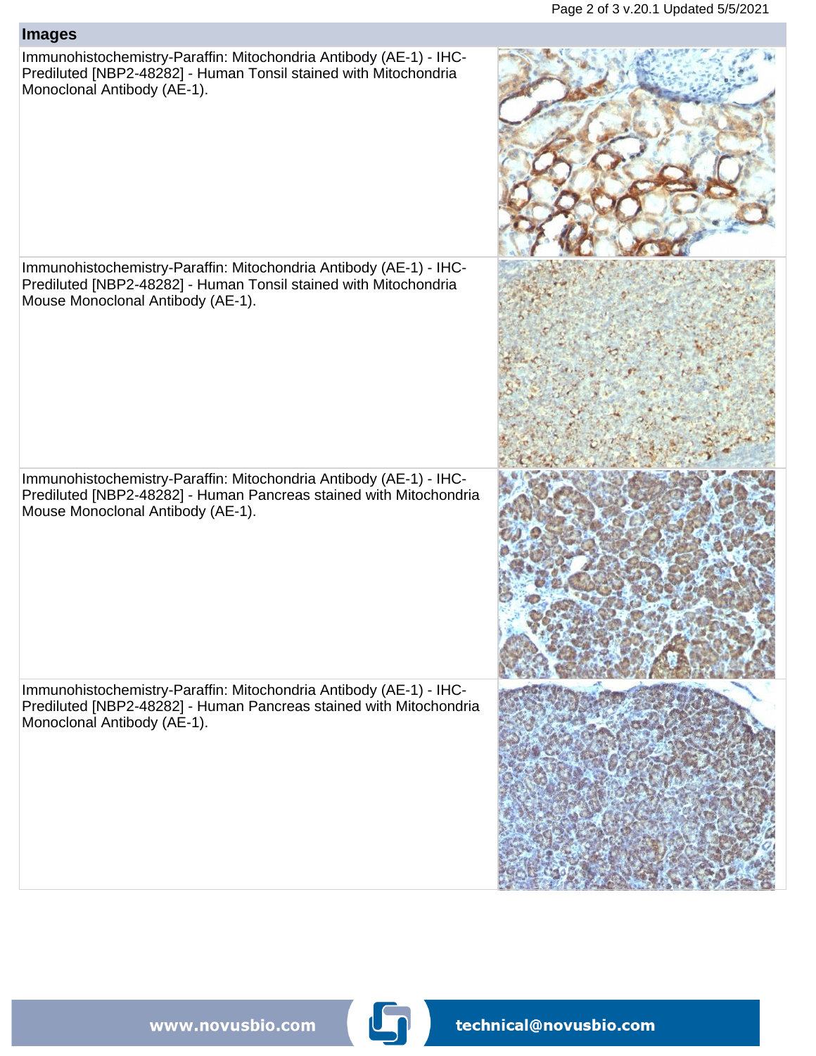## Images

Immunohistochemistry-Paraffin: Mitochondria Antibody (AE-1) - IHC-Prediluted [NBP2-48282] - Human Tonsil stained with Mitochondria Monoclonal Antibody (AE-1).

Immunohistochemistry-Paraffin: Mitochondria Antibody (AE-1) - IHC-Prediluted [NBP2-48282] - Human Tonsil stained with Mitochondria Mouse Monoclonal Antibody (AE-1).

Immunohistochemistry-Paraffin: Mitochondria Antibody (AE-1) - IHC-Prediluted [NBP2-48282] - Human Pancreas stained with Mitochondria Mouse Monoclonal Antibody (AE-1).

Immunohistochemistry-Paraffin: Mitochondria Antibody (AE-1) - IHC-Prediluted [NBP2-48282] - Human Pancreas stained with Mitochondria Monoclonal Antibody (AE-1).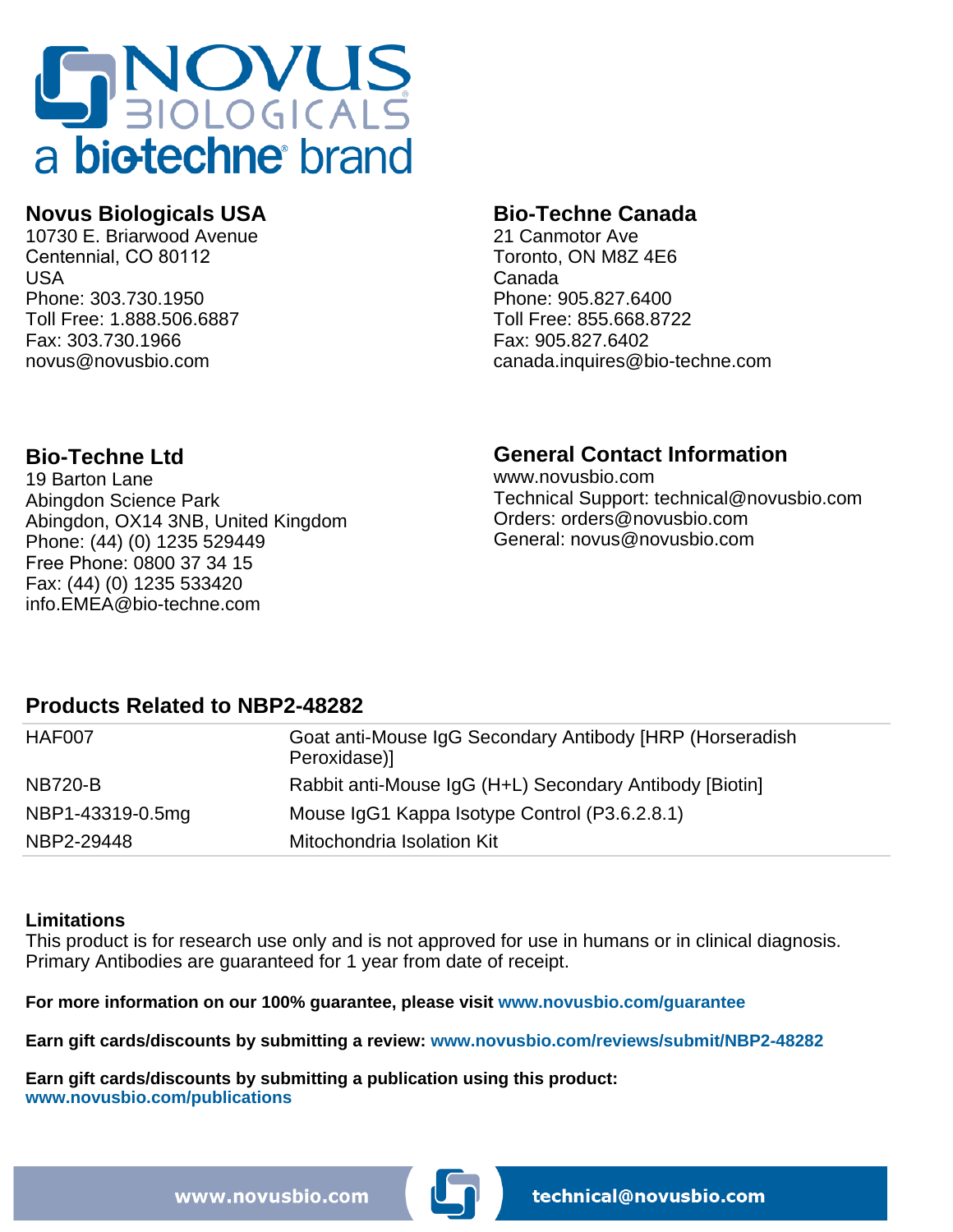**Novus Biologicals USA**
10730 E. Briarwood Avenue
Centennial, CO 80112
USA
Phone: 303.730.1950
Toll Free: 1.888.506.6887
Fax: 303.730.1966
novus@novusbio.com

**Bio-Techne Canada**
21 Canmotor Ave
Toronto, ON M8Z 4E6
Canada
Phone: 905.827.6400
Toll Free: 855.668.8722
Fax: 905.827.6402
canada.inquires@bio-techne.com

**Bio-Techne Ltd**
19 Barton Lane
Abingdon Science Park
Abingdon, OX14 3NB, United Kingdom
Phone: (44) (0) 1235 529449
Free Phone: 0800 37 34 15
Fax: (44) (0) 1235 533420
info.EMEA@bio-techne.com

**General Contact Information**
www.novusbio.com
Technical Support: technical@novusbio.com
Orders: orders@novusbio.com
General: novus@novusbio.com

## Products Related to NBP2-48282

| | |
|---|---|
| HAF007 | Goat anti-Mouse IgG Secondary Antibody [HRP (Horseradish Peroxidase)] |
| NB720-B | Rabbit anti-Mouse IgG (H+L) Secondary Antibody [Biotin] |
| NBP1-43319-0.5mg | Mouse IgG1 Kappa Isotype Control (P3.6.2.8.1) |
| NBP2-29448 | Mitochondria Isolation Kit |

### Limitations

This product is for research use only and is not approved for use in humans or in clinical diagnosis. Primary Antibodies are guaranteed for 1 year from date of receipt.

**For more information on our 100% guarantee, please visit www.novusbio.com/guarantee**

**Earn gift cards/discounts by submitting a review: www.novusbio.com/reviews/submit/NBP2-48282**

**Earn gift cards/discounts by submitting a publication using this product: www.novusbio.com/publications**